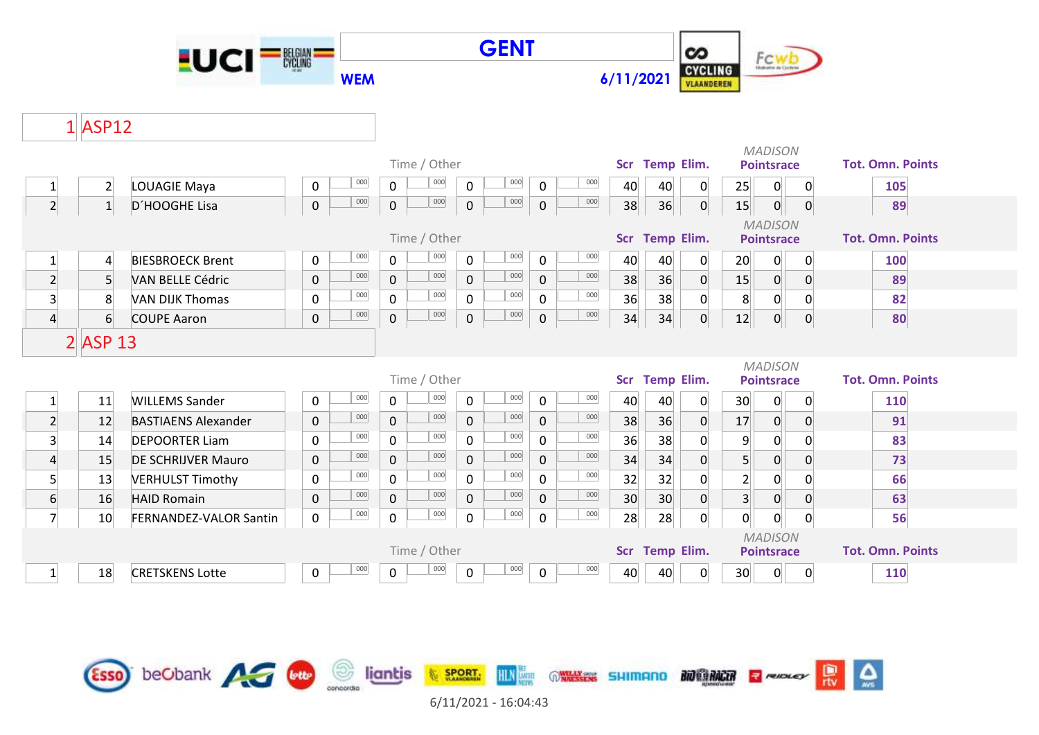# GENT

**WEM** — **6/11/2021**

## 1 ASP12

| | | | | Time / Other | | | | | | | Scr | Temp | Elim. | MADISON Pointsrace | | | Tot. Omn. Points |
|---|---|---|---|---|---|---|---|---|---|---|---|---|---|---|---|---|---|
| 1 | 2 | LOUAGIE Maya | 0 | 000 | 0 | 000 | 0 | 000 | 0 | 000 | 40 | 40 | 0 | 25 | 0 | 0 | 105 |
| 2 | 1 | D´HOOGHE Lisa | 0 | 000 | 0 | 000 | 0 | 000 | 0 | 000 | 38 | 36 | 0 | 15 | 0 | 0 | 89 |

| | | | | Time / Other | | | | | | | Scr | Temp | Elim. | MADISON Pointsrace | | | Tot. Omn. Points |
|---|---|---|---|---|---|---|---|---|---|---|---|---|---|---|---|---|---|
| 1 | 4 | BIESBROECK Brent | 0 | 000 | 0 | 000 | 0 | 000 | 0 | 000 | 40 | 40 | 0 | 20 | 0 | 0 | 100 |
| 2 | 5 | VAN BELLE Cédric | 0 | 000 | 0 | 000 | 0 | 000 | 0 | 000 | 38 | 36 | 0 | 15 | 0 | 0 | 89 |
| 3 | 8 | VAN DIJK Thomas | 0 | 000 | 0 | 000 | 0 | 000 | 0 | 000 | 36 | 38 | 0 | 8 | 0 | 0 | 82 |
| 4 | 6 | COUPE Aaron | 0 | 000 | 0 | 000 | 0 | 000 | 0 | 000 | 34 | 34 | 0 | 12 | 0 | 0 | 80 |

## 2 ASP 13

| | | | | Time / Other | | | | | | | Scr | Temp | Elim. | MADISON Pointsrace | | | Tot. Omn. Points |
|---|---|---|---|---|---|---|---|---|---|---|---|---|---|---|---|---|---|
| 1 | 11 | WILLEMS Sander | 0 | 000 | 0 | 000 | 0 | 000 | 0 | 000 | 40 | 40 | 0 | 30 | 0 | 0 | 110 |
| 2 | 12 | BASTIAENS Alexander | 0 | 000 | 0 | 000 | 0 | 000 | 0 | 000 | 38 | 36 | 0 | 17 | 0 | 0 | 91 |
| 3 | 14 | DEPOORTER Liam | 0 | 000 | 0 | 000 | 0 | 000 | 0 | 000 | 36 | 38 | 0 | 9 | 0 | 0 | 83 |
| 4 | 15 | DE SCHRIJVER Mauro | 0 | 000 | 0 | 000 | 0 | 000 | 0 | 000 | 34 | 34 | 0 | 5 | 0 | 0 | 73 |
| 5 | 13 | VERHULST Timothy | 0 | 000 | 0 | 000 | 0 | 000 | 0 | 000 | 32 | 32 | 0 | 2 | 0 | 0 | 66 |
| 6 | 16 | HAID Romain | 0 | 000 | 0 | 000 | 0 | 000 | 0 | 000 | 30 | 30 | 0 | 3 | 0 | 0 | 63 |
| 7 | 10 | FERNANDEZ-VALOR Santin | 0 | 000 | 0 | 000 | 0 | 000 | 0 | 000 | 28 | 28 | 0 | 0 | 0 | 0 | 56 |

| | | | | Time / Other | | | | | | | Scr | Temp | Elim. | MADISON Pointsrace | | | Tot. Omn. Points |
|---|---|---|---|---|---|---|---|---|---|---|---|---|---|---|---|---|---|
| 1 | 18 | CRETSKENS Lotte | 0 | 000 | 0 | 000 | 0 | 000 | 0 | 000 | 40 | 40 | 0 | 30 | 0 | 0 | 110 |

6/11/2021 - 16:04:43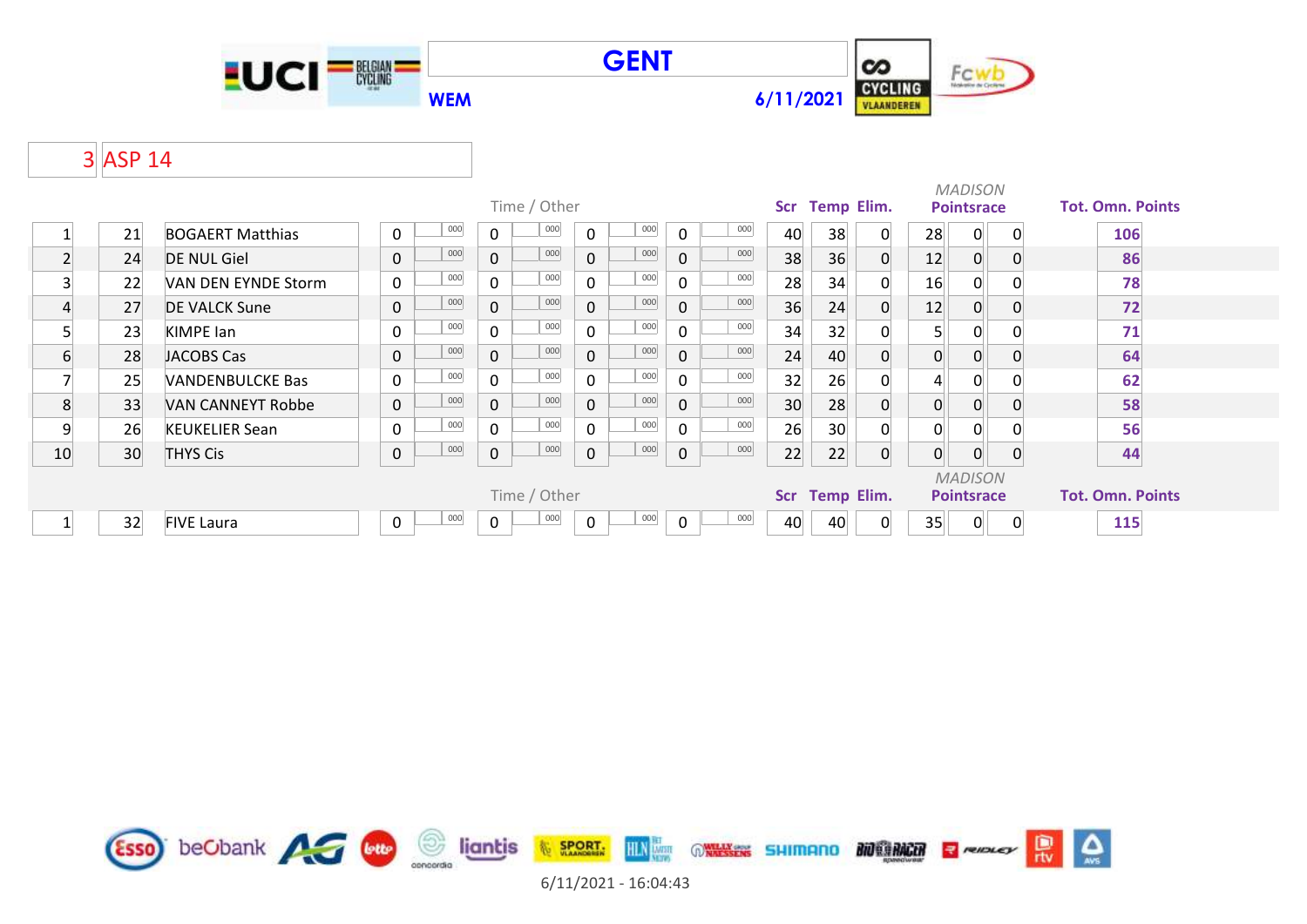# GENT

**WEM** **6/11/2021**

## 3 ASP 14

| | | | Time / Other | | | | | | | | Scr | Temp | Elim. | MADISON Pointsrace | | | Tot. Omn. Points |
|---|---|---|---|---|---|---|---|---|---|---|---|---|---|---|---|---|---|
| 1 | 21 | BOGAERT Matthias | 0 | 000 | 0 | 000 | 0 | 000 | 0 | 000 | 40 | 38 | 0 | 28 | 0 | 0 | 106 |
| 2 | 24 | DE NUL Giel | 0 | 000 | 0 | 000 | 0 | 000 | 0 | 000 | 38 | 36 | 0 | 12 | 0 | 0 | 86 |
| 3 | 22 | VAN DEN EYNDE Storm | 0 | 000 | 0 | 000 | 0 | 000 | 0 | 000 | 28 | 34 | 0 | 16 | 0 | 0 | 78 |
| 4 | 27 | DE VALCK Sune | 0 | 000 | 0 | 000 | 0 | 000 | 0 | 000 | 36 | 24 | 0 | 12 | 0 | 0 | 72 |
| 5 | 23 | KIMPE Ian | 0 | 000 | 0 | 000 | 0 | 000 | 0 | 000 | 34 | 32 | 0 | 5 | 0 | 0 | 71 |
| 6 | 28 | JACOBS Cas | 0 | 000 | 0 | 000 | 0 | 000 | 0 | 000 | 24 | 40 | 0 | 0 | 0 | 0 | 64 |
| 7 | 25 | VANDENBULCKE Bas | 0 | 000 | 0 | 000 | 0 | 000 | 0 | 000 | 32 | 26 | 0 | 4 | 0 | 0 | 62 |
| 8 | 33 | VAN CANNEYT Robbe | 0 | 000 | 0 | 000 | 0 | 000 | 0 | 000 | 30 | 28 | 0 | 0 | 0 | 0 | 58 |
| 9 | 26 | KEUKELIER Sean | 0 | 000 | 0 | 000 | 0 | 000 | 0 | 000 | 26 | 30 | 0 | 0 | 0 | 0 | 56 |
| 10 | 30 | THYS Cis | 0 | 000 | 0 | 000 | 0 | 000 | 0 | 000 | 22 | 22 | 0 | 0 | 0 | 0 | 44 |

| | | | Time / Other | | | | | | | | Scr | Temp | Elim. | MADISON Pointsrace | | | Tot. Omn. Points |
|---|---|---|---|---|---|---|---|---|---|---|---|---|---|---|---|---|---|
| 1 | 32 | FIVE Laura | 0 | 000 | 0 | 000 | 0 | 000 | 0 | 000 | 40 | 40 | 0 | 35 | 0 | 0 | 115 |

6/11/2021 - 16:04:43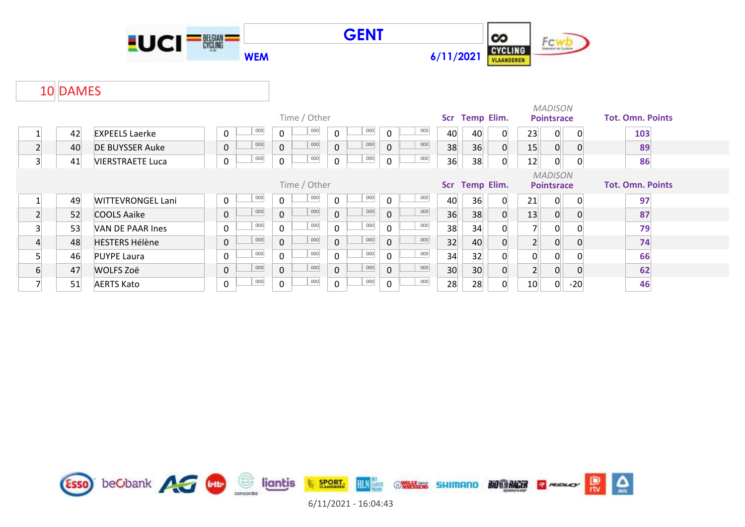# GENT

**WEM** — **6/11/2021**

## 10 DAMES

| | | | | Time / Other | | | | | | | | Scr | Temp | Elim. | *MADISON* Pointsrace | | | Tot. Omn. Points |
|---|---|---|---|---|---|---|---|---|---|---|---|---|---|---|---|---|---|---|
| 1 | 42 | EXPEELS Laerke | 0 | 000 | 0 | 000 | 0 | 000 | 0 | 000 | | 40 | 40 | 0 | 23 | 0 | 0 | 103 |
| 2 | 40 | DE BUYSSER Auke | 0 | 000 | 0 | 000 | 0 | 000 | 0 | 000 | | 38 | 36 | 0 | 15 | 0 | 0 | 89 |
| 3 | 41 | VIERSTRAETE Luca | 0 | 000 | 0 | 000 | 0 | 000 | 0 | 000 | | 36 | 38 | 0 | 12 | 0 | 0 | 86 |

| | | | | Time / Other | | | | | | | | Scr | Temp | Elim. | *MADISON* Pointsrace | | | Tot. Omn. Points |
|---|---|---|---|---|---|---|---|---|---|---|---|---|---|---|---|---|---|---|
| 1 | 49 | WITTEVRONGEL Lani | 0 | 000 | 0 | 000 | 0 | 000 | 0 | 000 | | 40 | 36 | 0 | 21 | 0 | 0 | 97 |
| 2 | 52 | COOLS Aaike | 0 | 000 | 0 | 000 | 0 | 000 | 0 | 000 | | 36 | 38 | 0 | 13 | 0 | 0 | 87 |
| 3 | 53 | VAN DE PAAR Ines | 0 | 000 | 0 | 000 | 0 | 000 | 0 | 000 | | 38 | 34 | 0 | 7 | 0 | 0 | 79 |
| 4 | 48 | HESTERS Hélène | 0 | 000 | 0 | 000 | 0 | 000 | 0 | 000 | | 32 | 40 | 0 | 2 | 0 | 0 | 74 |
| 5 | 46 | PUYPE Laura | 0 | 000 | 0 | 000 | 0 | 000 | 0 | 000 | | 34 | 32 | 0 | 0 | 0 | 0 | 66 |
| 6 | 47 | WOLFS Zoë | 0 | 000 | 0 | 000 | 0 | 000 | 0 | 000 | | 30 | 30 | 0 | 2 | 0 | 0 | 62 |
| 7 | 51 | AERTS Kato | 0 | 000 | 0 | 000 | 0 | 000 | 0 | 000 | | 28 | 28 | 0 | 10 | 0 | -20 | 46 |

6/11/2021 - 16:04:43